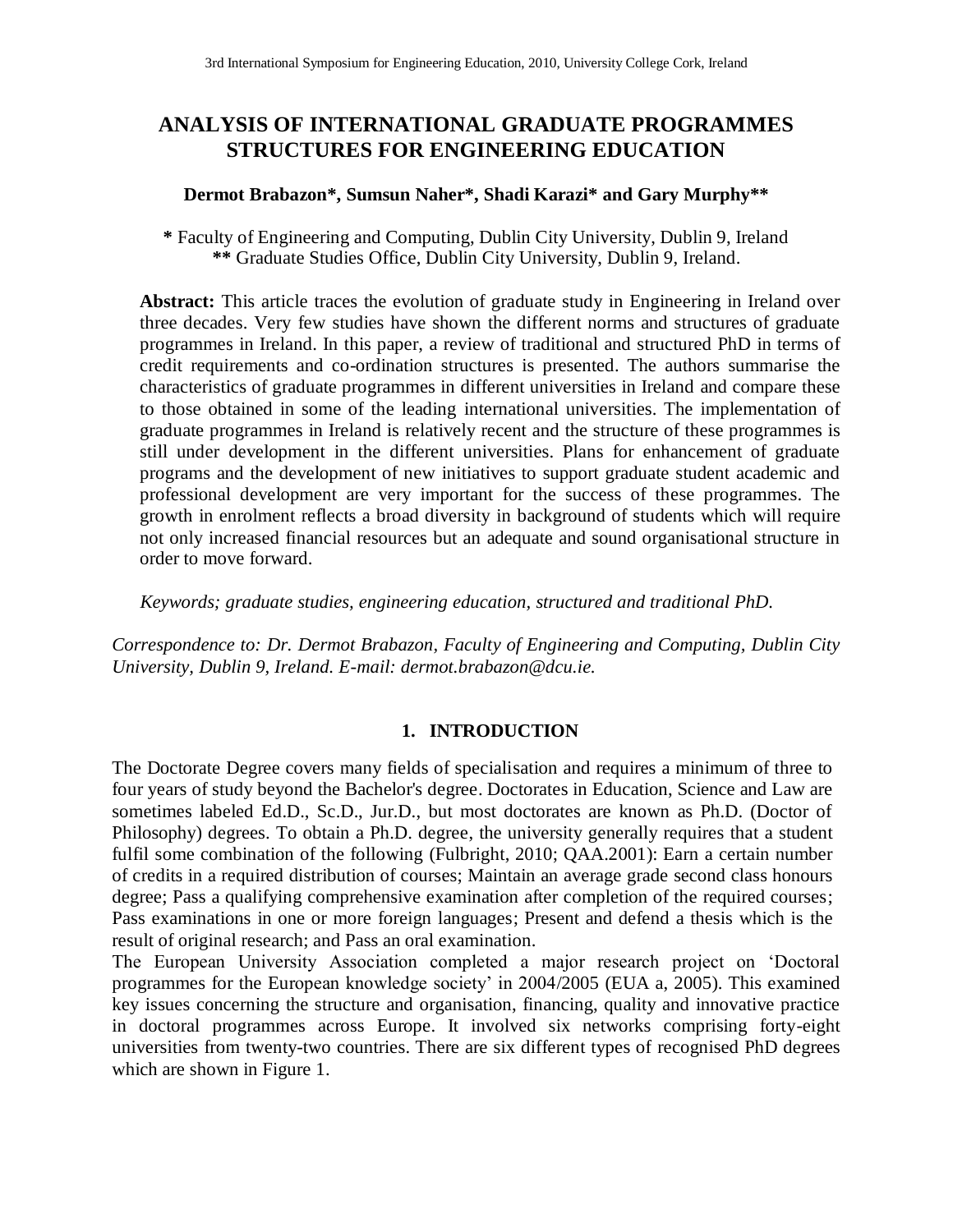# ANALYSIS OF INTERNATIONAL GRADUATE PROGRAMMES STRUCTURES FOR ENGINEERING EDUCATION

**Dermot Brabazon\*, Sumsun Naher\*, Shadi Karazi\* and Gary Murphy\*\***

**\*** Faculty of Engineering and Computing, Dublin City University, Dublin 9, Ireland
**\*\*** Graduate Studies Office, Dublin City University, Dublin 9, Ireland.

**Abstract:** This article traces the evolution of graduate study in Engineering in Ireland over three decades. Very few studies have shown the different norms and structures of graduate programmes in Ireland. In this paper, a review of traditional and structured PhD in terms of credit requirements and co-ordination structures is presented. The authors summarise the characteristics of graduate programmes in different universities in Ireland and compare these to those obtained in some of the leading international universities. The implementation of graduate programmes in Ireland is relatively recent and the structure of these programmes is still under development in the different universities. Plans for enhancement of graduate programs and the development of new initiatives to support graduate student academic and professional development are very important for the success of these programmes. The growth in enrolment reflects a broad diversity in background of students which will require not only increased financial resources but an adequate and sound organisational structure in order to move forward.

*Keywords; graduate studies, engineering education, structured and traditional PhD.*

*Correspondence to: Dr. Dermot Brabazon, Faculty of Engineering and Computing, Dublin City University, Dublin 9, Ireland. E-mail: dermot.brabazon@dcu.ie.*

## 1. INTRODUCTION

The Doctorate Degree covers many fields of specialisation and requires a minimum of three to four years of study beyond the Bachelor's degree. Doctorates in Education, Science and Law are sometimes labeled Ed.D., Sc.D., Jur.D., but most doctorates are known as Ph.D. (Doctor of Philosophy) degrees. To obtain a Ph.D. degree, the university generally requires that a student fulfil some combination of the following (Fulbright, 2010; QAA.2001): Earn a certain number of credits in a required distribution of courses; Maintain an average grade second class honours degree; Pass a qualifying comprehensive examination after completion of the required courses; Pass examinations in one or more foreign languages; Present and defend a thesis which is the result of original research; and Pass an oral examination.

The European University Association completed a major research project on 'Doctoral programmes for the European knowledge society' in 2004/2005 (EUA a, 2005). This examined key issues concerning the structure and organisation, financing, quality and innovative practice in doctoral programmes across Europe. It involved six networks comprising forty-eight universities from twenty-two countries. There are six different types of recognised PhD degrees which are shown in Figure 1.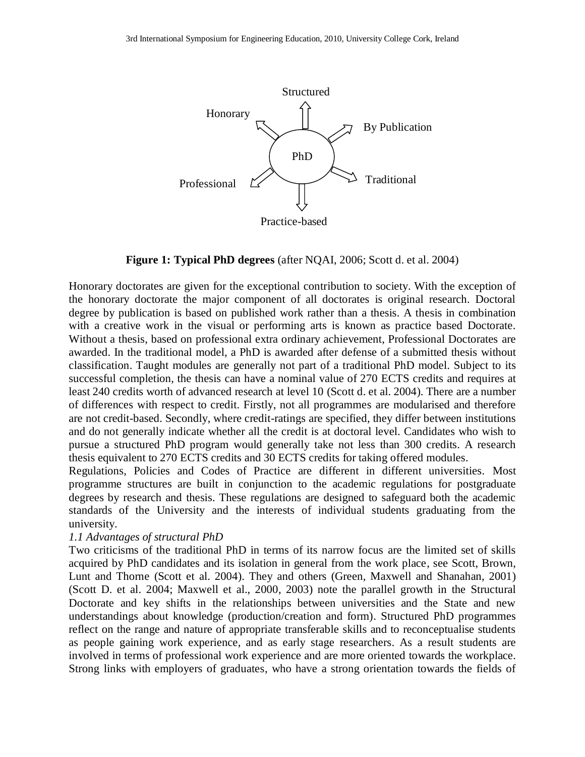**Figure 1: Typical PhD degrees** (after NQAI, 2006; Scott d. et al. 2004)

Honorary doctorates are given for the exceptional contribution to society. With the exception of the honorary doctorate the major component of all doctorates is original research. Doctoral degree by publication is based on published work rather than a thesis. A thesis in combination with a creative work in the visual or performing arts is known as practice based Doctorate. Without a thesis, based on professional extra ordinary achievement, Professional Doctorates are awarded. In the traditional model, a PhD is awarded after defense of a submitted thesis without classification. Taught modules are generally not part of a traditional PhD model. Subject to its successful completion, the thesis can have a nominal value of 270 ECTS credits and requires at least 240 credits worth of advanced research at level 10 (Scott d. et al. 2004). There are a number of differences with respect to credit. Firstly, not all programmes are modularised and therefore are not credit-based. Secondly, where credit-ratings are specified, they differ between institutions and do not generally indicate whether all the credit is at doctoral level. Candidates who wish to pursue a structured PhD program would generally take not less than 300 credits. A research thesis equivalent to 270 ECTS credits and 30 ECTS credits for taking offered modules.

Regulations, Policies and Codes of Practice are different in different universities. Most programme structures are built in conjunction to the academic regulations for postgraduate degrees by research and thesis. These regulations are designed to safeguard both the academic standards of the University and the interests of individual students graduating from the university.

*1.1 Advantages of structural PhD*

Two criticisms of the traditional PhD in terms of its narrow focus are the limited set of skills acquired by PhD candidates and its isolation in general from the work place, see Scott, Brown, Lunt and Thorne (Scott et al. 2004). They and others (Green, Maxwell and Shanahan, 2001) (Scott D. et al. 2004; Maxwell et al., 2000, 2003) note the parallel growth in the Structural Doctorate and key shifts in the relationships between universities and the State and new understandings about knowledge (production/creation and form). Structured PhD programmes reflect on the range and nature of appropriate transferable skills and to reconceptualise students as people gaining work experience, and as early stage researchers. As a result students are involved in terms of professional work experience and are more oriented towards the workplace. Strong links with employers of graduates, who have a strong orientation towards the fields of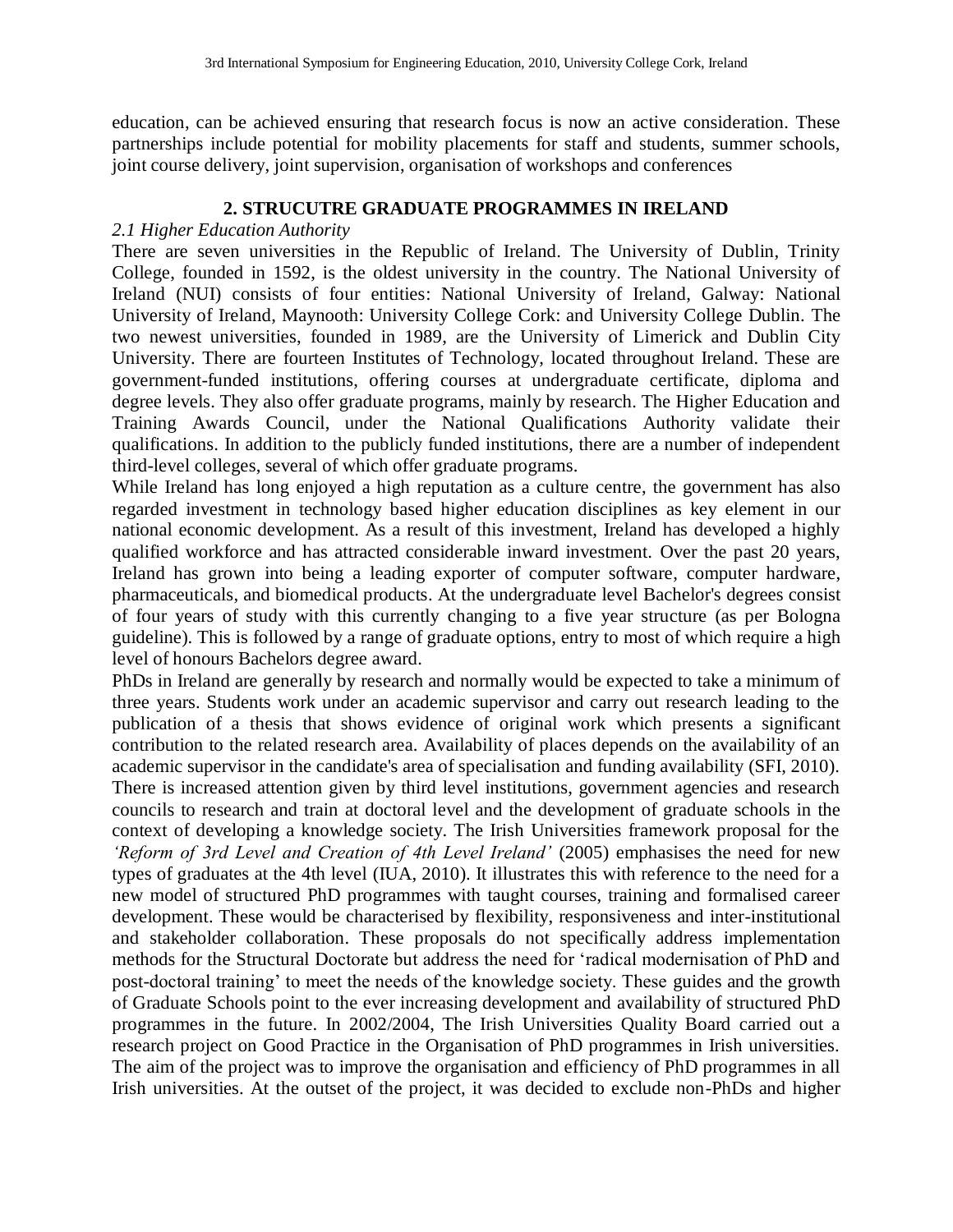education, can be achieved ensuring that research focus is now an active consideration. These partnerships include potential for mobility placements for staff and students, summer schools, joint course delivery, joint supervision, organisation of workshops and conferences

## 2. STRUCUTRE GRADUATE PROGRAMMES IN IRELAND

### *2.1 Higher Education Authority*

There are seven universities in the Republic of Ireland. The University of Dublin, Trinity College, founded in 1592, is the oldest university in the country. The National University of Ireland (NUI) consists of four entities: National University of Ireland, Galway: National University of Ireland, Maynooth: University College Cork: and University College Dublin. The two newest universities, founded in 1989, are the University of Limerick and Dublin City University. There are fourteen Institutes of Technology, located throughout Ireland. These are government-funded institutions, offering courses at undergraduate certificate, diploma and degree levels. They also offer graduate programs, mainly by research. The Higher Education and Training Awards Council, under the National Qualifications Authority validate their qualifications. In addition to the publicly funded institutions, there are a number of independent third-level colleges, several of which offer graduate programs.

While Ireland has long enjoyed a high reputation as a culture centre, the government has also regarded investment in technology based higher education disciplines as key element in our national economic development. As a result of this investment, Ireland has developed a highly qualified workforce and has attracted considerable inward investment. Over the past 20 years, Ireland has grown into being a leading exporter of computer software, computer hardware, pharmaceuticals, and biomedical products. At the undergraduate level Bachelor's degrees consist of four years of study with this currently changing to a five year structure (as per Bologna guideline). This is followed by a range of graduate options, entry to most of which require a high level of honours Bachelors degree award.

PhDs in Ireland are generally by research and normally would be expected to take a minimum of three years. Students work under an academic supervisor and carry out research leading to the publication of a thesis that shows evidence of original work which presents a significant contribution to the related research area. Availability of places depends on the availability of an academic supervisor in the candidate's area of specialisation and funding availability (SFI, 2010). There is increased attention given by third level institutions, government agencies and research councils to research and train at doctoral level and the development of graduate schools in the context of developing a knowledge society. The Irish Universities framework proposal for the *'Reform of 3rd Level and Creation of 4th Level Ireland'* (2005) emphasises the need for new types of graduates at the 4th level (IUA, 2010). It illustrates this with reference to the need for a new model of structured PhD programmes with taught courses, training and formalised career development. These would be characterised by flexibility, responsiveness and inter-institutional and stakeholder collaboration. These proposals do not specifically address implementation methods for the Structural Doctorate but address the need for 'radical modernisation of PhD and post-doctoral training' to meet the needs of the knowledge society. These guides and the growth of Graduate Schools point to the ever increasing development and availability of structured PhD programmes in the future. In 2002/2004, The Irish Universities Quality Board carried out a research project on Good Practice in the Organisation of PhD programmes in Irish universities. The aim of the project was to improve the organisation and efficiency of PhD programmes in all Irish universities. At the outset of the project, it was decided to exclude non-PhDs and higher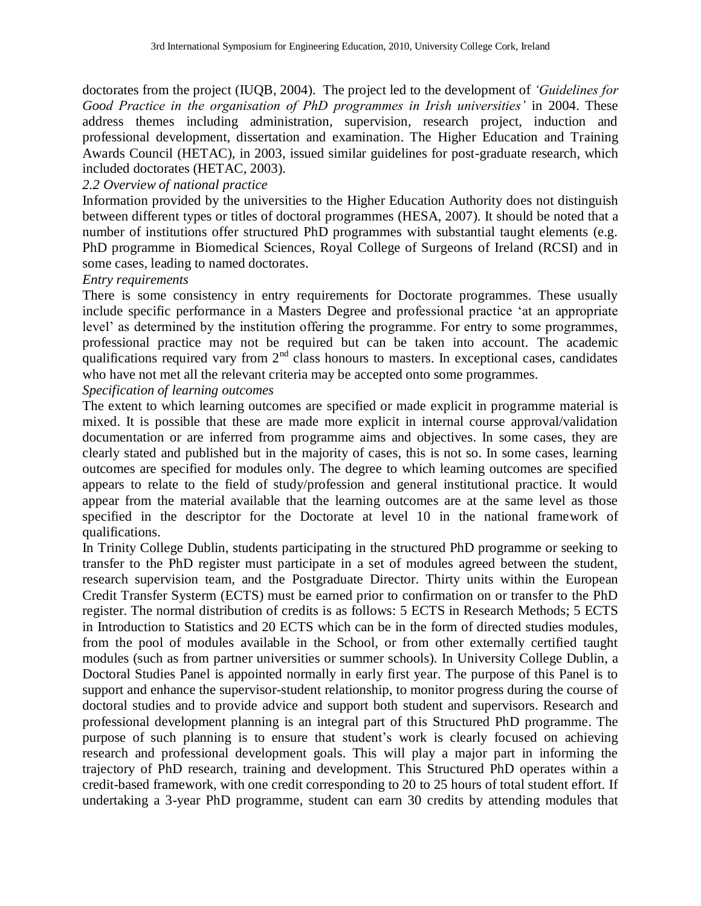doctorates from the project (IUQB, 2004). The project led to the development of *'Guidelines for Good Practice in the organisation of PhD programmes in Irish universities'* in 2004. These address themes including administration, supervision, research project, induction and professional development, dissertation and examination. The Higher Education and Training Awards Council (HETAC), in 2003, issued similar guidelines for post-graduate research, which included doctorates (HETAC, 2003).

### *2.2 Overview of national practice*

Information provided by the universities to the Higher Education Authority does not distinguish between different types or titles of doctoral programmes (HESA, 2007). It should be noted that a number of institutions offer structured PhD programmes with substantial taught elements (e.g. PhD programme in Biomedical Sciences, Royal College of Surgeons of Ireland (RCSI) and in some cases, leading to named doctorates.

*Entry requirements*

There is some consistency in entry requirements for Doctorate programmes. These usually include specific performance in a Masters Degree and professional practice 'at an appropriate level' as determined by the institution offering the programme. For entry to some programmes, professional practice may not be required but can be taken into account. The academic qualifications required vary from 2nd class honours to masters. In exceptional cases, candidates who have not met all the relevant criteria may be accepted onto some programmes.

*Specification of learning outcomes*

The extent to which learning outcomes are specified or made explicit in programme material is mixed. It is possible that these are made more explicit in internal course approval/validation documentation or are inferred from programme aims and objectives. In some cases, they are clearly stated and published but in the majority of cases, this is not so. In some cases, learning outcomes are specified for modules only. The degree to which learning outcomes are specified appears to relate to the field of study/profession and general institutional practice. It would appear from the material available that the learning outcomes are at the same level as those specified in the descriptor for the Doctorate at level 10 in the national framework of qualifications.

In Trinity College Dublin, students participating in the structured PhD programme or seeking to transfer to the PhD register must participate in a set of modules agreed between the student, research supervision team, and the Postgraduate Director. Thirty units within the European Credit Transfer Systerm (ECTS) must be earned prior to confirmation on or transfer to the PhD register. The normal distribution of credits is as follows: 5 ECTS in Research Methods; 5 ECTS in Introduction to Statistics and 20 ECTS which can be in the form of directed studies modules, from the pool of modules available in the School, or from other externally certified taught modules (such as from partner universities or summer schools). In University College Dublin, a Doctoral Studies Panel is appointed normally in early first year. The purpose of this Panel is to support and enhance the supervisor-student relationship, to monitor progress during the course of doctoral studies and to provide advice and support both student and supervisors. Research and professional development planning is an integral part of this Structured PhD programme. The purpose of such planning is to ensure that student's work is clearly focused on achieving research and professional development goals. This will play a major part in informing the trajectory of PhD research, training and development. This Structured PhD operates within a credit-based framework, with one credit corresponding to 20 to 25 hours of total student effort. If undertaking a 3-year PhD programme, student can earn 30 credits by attending modules that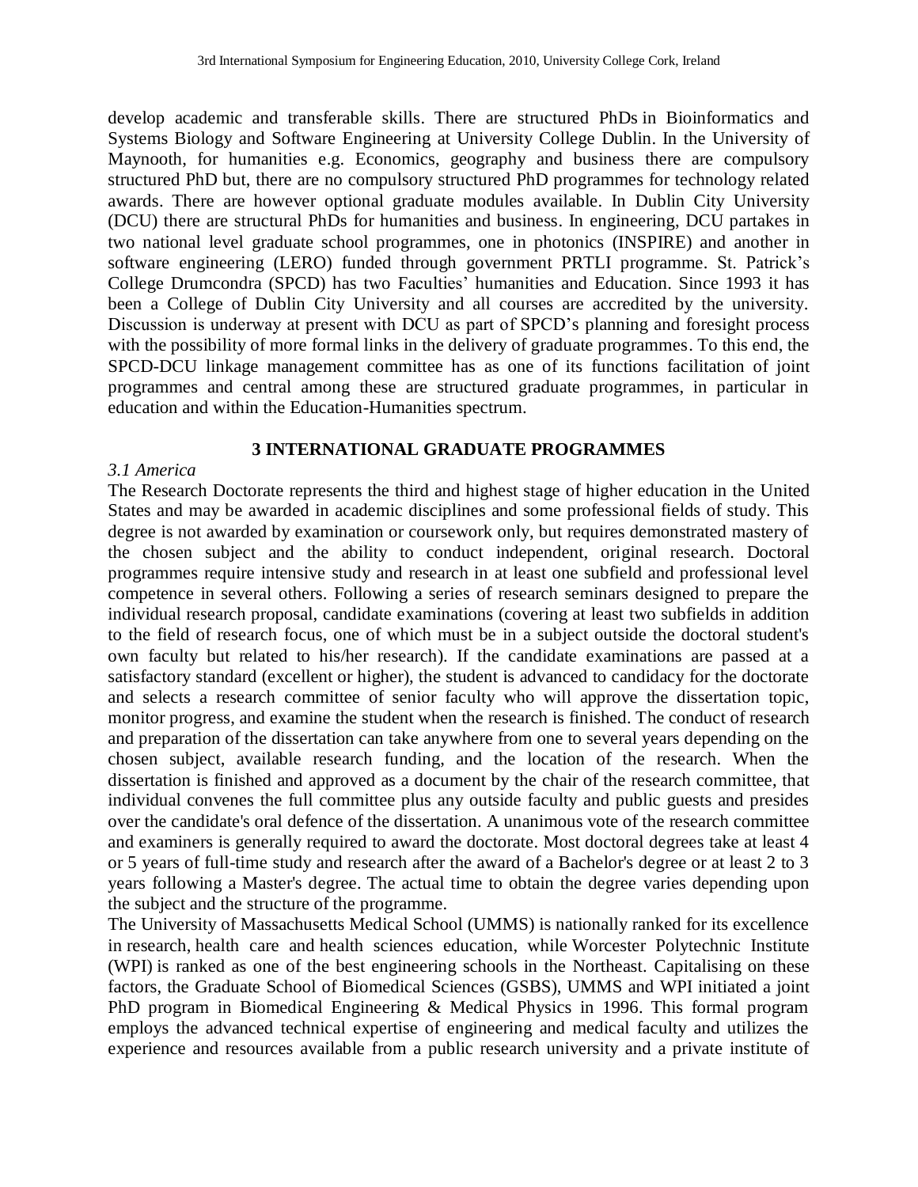develop academic and transferable skills. There are structured PhDs in Bioinformatics and Systems Biology and Software Engineering at University College Dublin. In the University of Maynooth, for humanities e.g. Economics, geography and business there are compulsory structured PhD but, there are no compulsory structured PhD programmes for technology related awards. There are however optional graduate modules available. In Dublin City University (DCU) there are structural PhDs for humanities and business. In engineering, DCU partakes in two national level graduate school programmes, one in photonics (INSPIRE) and another in software engineering (LERO) funded through government PRTLI programme. St. Patrick's College Drumcondra (SPCD) has two Faculties' humanities and Education. Since 1993 it has been a College of Dublin City University and all courses are accredited by the university. Discussion is underway at present with DCU as part of SPCD's planning and foresight process with the possibility of more formal links in the delivery of graduate programmes. To this end, the SPCD-DCU linkage management committee has as one of its functions facilitation of joint programmes and central among these are structured graduate programmes, in particular in education and within the Education-Humanities spectrum.

## 3 INTERNATIONAL GRADUATE PROGRAMMES

### *3.1 America*

The Research Doctorate represents the third and highest stage of higher education in the United States and may be awarded in academic disciplines and some professional fields of study. This degree is not awarded by examination or coursework only, but requires demonstrated mastery of the chosen subject and the ability to conduct independent, original research. Doctoral programmes require intensive study and research in at least one subfield and professional level competence in several others. Following a series of research seminars designed to prepare the individual research proposal, candidate examinations (covering at least two subfields in addition to the field of research focus, one of which must be in a subject outside the doctoral student's own faculty but related to his/her research). If the candidate examinations are passed at a satisfactory standard (excellent or higher), the student is advanced to candidacy for the doctorate and selects a research committee of senior faculty who will approve the dissertation topic, monitor progress, and examine the student when the research is finished. The conduct of research and preparation of the dissertation can take anywhere from one to several years depending on the chosen subject, available research funding, and the location of the research. When the dissertation is finished and approved as a document by the chair of the research committee, that individual convenes the full committee plus any outside faculty and public guests and presides over the candidate's oral defence of the dissertation. A unanimous vote of the research committee and examiners is generally required to award the doctorate. Most doctoral degrees take at least 4 or 5 years of full-time study and research after the award of a Bachelor's degree or at least 2 to 3 years following a Master's degree. The actual time to obtain the degree varies depending upon the subject and the structure of the programme.

The University of Massachusetts Medical School (UMMS) is nationally ranked for its excellence in research, health care and health sciences education, while Worcester Polytechnic Institute (WPI) is ranked as one of the best engineering schools in the Northeast. Capitalising on these factors, the Graduate School of Biomedical Sciences (GSBS), UMMS and WPI initiated a joint PhD program in Biomedical Engineering & Medical Physics in 1996. This formal program employs the advanced technical expertise of engineering and medical faculty and utilizes the experience and resources available from a public research university and a private institute of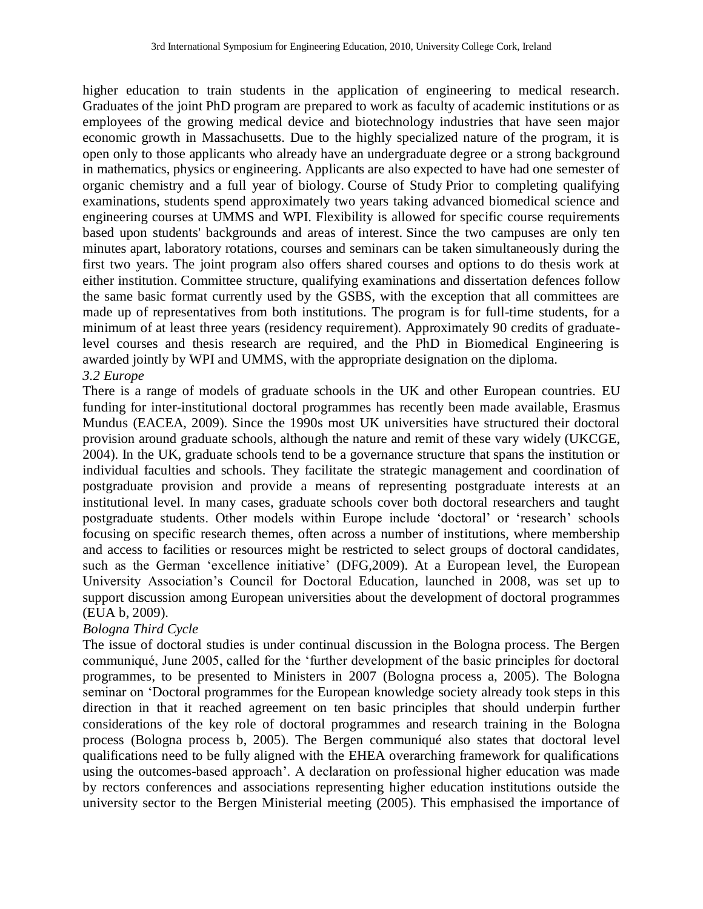higher education to train students in the application of engineering to medical research. Graduates of the joint PhD program are prepared to work as faculty of academic institutions or as employees of the growing medical device and biotechnology industries that have seen major economic growth in Massachusetts. Due to the highly specialized nature of the program, it is open only to those applicants who already have an undergraduate degree or a strong background in mathematics, physics or engineering. Applicants are also expected to have had one semester of organic chemistry and a full year of biology. Course of Study Prior to completing qualifying examinations, students spend approximately two years taking advanced biomedical science and engineering courses at UMMS and WPI. Flexibility is allowed for specific course requirements based upon students' backgrounds and areas of interest. Since the two campuses are only ten minutes apart, laboratory rotations, courses and seminars can be taken simultaneously during the first two years. The joint program also offers shared courses and options to do thesis work at either institution. Committee structure, qualifying examinations and dissertation defences follow the same basic format currently used by the GSBS, with the exception that all committees are made up of representatives from both institutions. The program is for full-time students, for a minimum of at least three years (residency requirement). Approximately 90 credits of graduate-level courses and thesis research are required, and the PhD in Biomedical Engineering is awarded jointly by WPI and UMMS, with the appropriate designation on the diploma.

*3.2 Europe*

There is a range of models of graduate schools in the UK and other European countries. EU funding for inter-institutional doctoral programmes has recently been made available, Erasmus Mundus (EACEA, 2009). Since the 1990s most UK universities have structured their doctoral provision around graduate schools, although the nature and remit of these vary widely (UKCGE, 2004). In the UK, graduate schools tend to be a governance structure that spans the institution or individual faculties and schools. They facilitate the strategic management and coordination of postgraduate provision and provide a means of representing postgraduate interests at an institutional level. In many cases, graduate schools cover both doctoral researchers and taught postgraduate students. Other models within Europe include 'doctoral' or 'research' schools focusing on specific research themes, often across a number of institutions, where membership and access to facilities or resources might be restricted to select groups of doctoral candidates, such as the German 'excellence initiative' (DFG,2009). At a European level, the European University Association's Council for Doctoral Education, launched in 2008, was set up to support discussion among European universities about the development of doctoral programmes (EUA b, 2009).

*Bologna Third Cycle*

The issue of doctoral studies is under continual discussion in the Bologna process. The Bergen communiqué, June 2005, called for the 'further development of the basic principles for doctoral programmes, to be presented to Ministers in 2007 (Bologna process a, 2005). The Bologna seminar on 'Doctoral programmes for the European knowledge society already took steps in this direction in that it reached agreement on ten basic principles that should underpin further considerations of the key role of doctoral programmes and research training in the Bologna process (Bologna process b, 2005). The Bergen communiqué also states that doctoral level qualifications need to be fully aligned with the EHEA overarching framework for qualifications using the outcomes-based approach'. A declaration on professional higher education was made by rectors conferences and associations representing higher education institutions outside the university sector to the Bergen Ministerial meeting (2005). This emphasised the importance of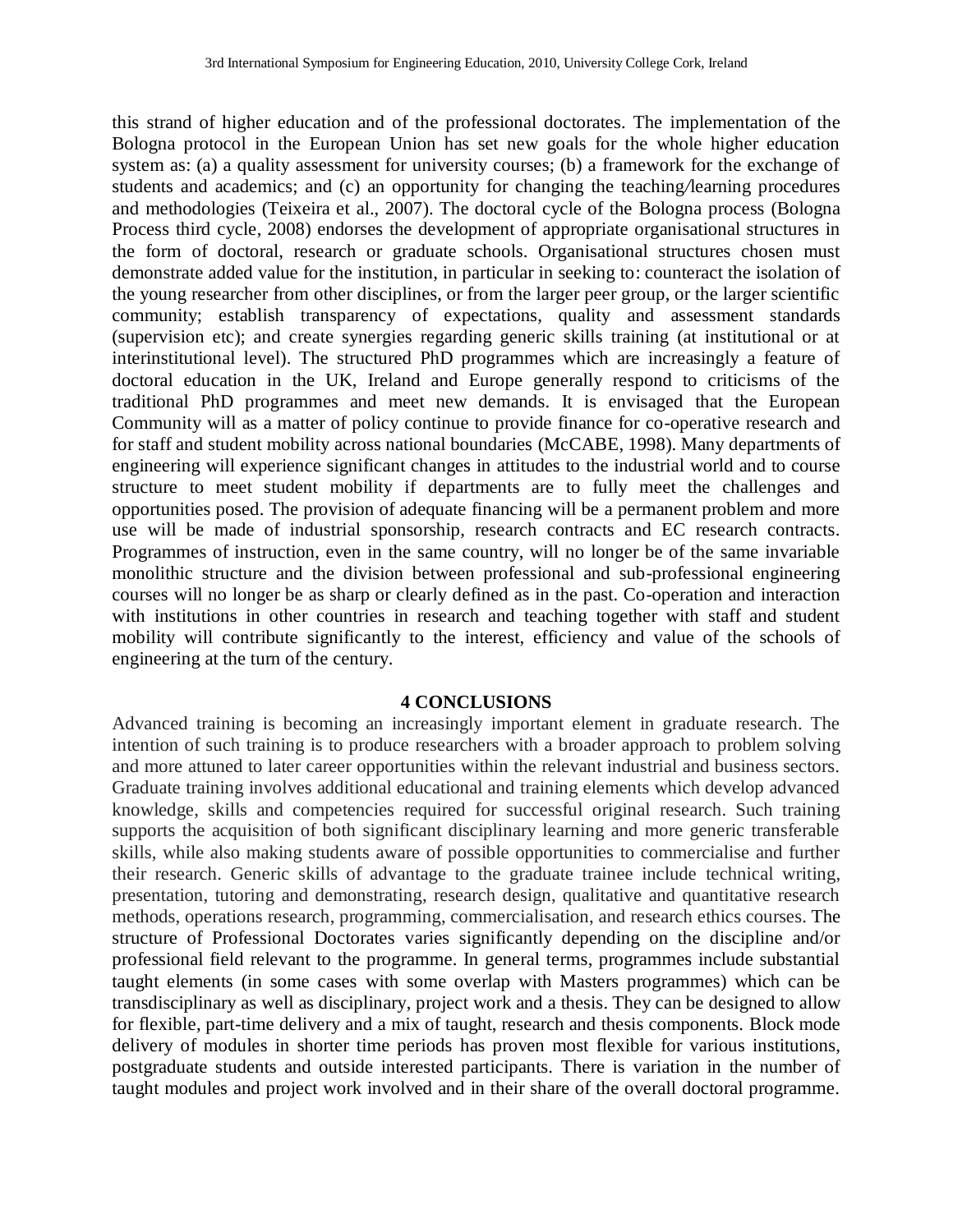this strand of higher education and of the professional doctorates. The implementation of the Bologna protocol in the European Union has set new goals for the whole higher education system as: (a) a quality assessment for university courses; (b) a framework for the exchange of students and academics; and (c) an opportunity for changing the teaching/learning procedures and methodologies (Teixeira et al., 2007). The doctoral cycle of the Bologna process (Bologna Process third cycle, 2008) endorses the development of appropriate organisational structures in the form of doctoral, research or graduate schools. Organisational structures chosen must demonstrate added value for the institution, in particular in seeking to: counteract the isolation of the young researcher from other disciplines, or from the larger peer group, or the larger scientific community; establish transparency of expectations, quality and assessment standards (supervision etc); and create synergies regarding generic skills training (at institutional or at interinstitutional level). The structured PhD programmes which are increasingly a feature of doctoral education in the UK, Ireland and Europe generally respond to criticisms of the traditional PhD programmes and meet new demands. It is envisaged that the European Community will as a matter of policy continue to provide finance for co-operative research and for staff and student mobility across national boundaries (McCABE, 1998). Many departments of engineering will experience significant changes in attitudes to the industrial world and to course structure to meet student mobility if departments are to fully meet the challenges and opportunities posed. The provision of adequate financing will be a permanent problem and more use will be made of industrial sponsorship, research contracts and EC research contracts. Programmes of instruction, even in the same country, will no longer be of the same invariable monolithic structure and the division between professional and sub-professional engineering courses will no longer be as sharp or clearly defined as in the past. Co-operation and interaction with institutions in other countries in research and teaching together with staff and student mobility will contribute significantly to the interest, efficiency and value of the schools of engineering at the turn of the century.

## 4 CONCLUSIONS

Advanced training is becoming an increasingly important element in graduate research. The intention of such training is to produce researchers with a broader approach to problem solving and more attuned to later career opportunities within the relevant industrial and business sectors. Graduate training involves additional educational and training elements which develop advanced knowledge, skills and competencies required for successful original research. Such training supports the acquisition of both significant disciplinary learning and more generic transferable skills, while also making students aware of possible opportunities to commercialise and further their research. Generic skills of advantage to the graduate trainee include technical writing, presentation, tutoring and demonstrating, research design, qualitative and quantitative research methods, operations research, programming, commercialisation, and research ethics courses. The structure of Professional Doctorates varies significantly depending on the discipline and/or professional field relevant to the programme. In general terms, programmes include substantial taught elements (in some cases with some overlap with Masters programmes) which can be transdisciplinary as well as disciplinary, project work and a thesis. They can be designed to allow for flexible, part-time delivery and a mix of taught, research and thesis components. Block mode delivery of modules in shorter time periods has proven most flexible for various institutions, postgraduate students and outside interested participants. There is variation in the number of taught modules and project work involved and in their share of the overall doctoral programme.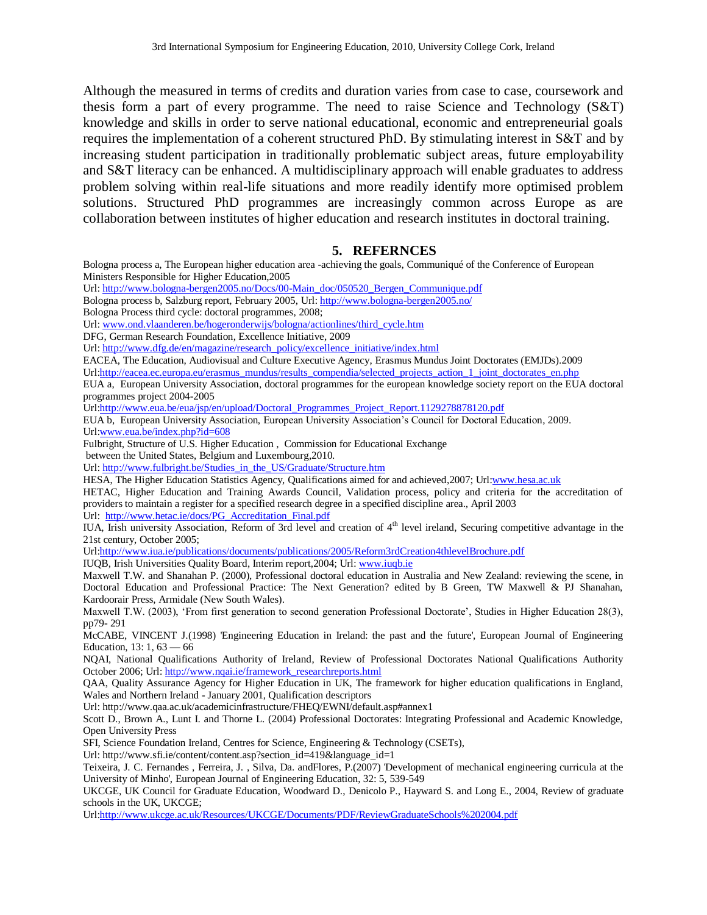Although the measured in terms of credits and duration varies from case to case, coursework and thesis form a part of every programme. The need to raise Science and Technology (S&T) knowledge and skills in order to serve national educational, economic and entrepreneurial goals requires the implementation of a coherent structured PhD. By stimulating interest in S&T and by increasing student participation in traditionally problematic subject areas, future employability and S&T literacy can be enhanced. A multidisciplinary approach will enable graduates to address problem solving within real-life situations and more readily identify more optimised problem solutions. Structured PhD programmes are increasingly common across Europe as are collaboration between institutes of higher education and research institutes in doctoral training.

## 5. REFERNCES

Bologna process a, The European higher education area -achieving the goals, Communiqué of the Conference of European Ministers Responsible for Higher Education,2005
Url: http://www.bologna-bergen2005.no/Docs/00-Main_doc/050520_Bergen_Communique.pdf

Bologna process b, Salzburg report, February 2005, Url: http://www.bologna-bergen2005.no/

Bologna Process third cycle: doctoral programmes, 2008;
Url: www.ond.vlaanderen.be/hogeronderwijs/bologna/actionlines/third_cycle.htm

DFG, German Research Foundation, Excellence Initiative, 2009
Url: http://www.dfg.de/en/magazine/research_policy/excellence_initiative/index.html

EACEA, The Education, Audiovisual and Culture Executive Agency, Erasmus Mundus Joint Doctorates (EMJDs).2009
Url:http://eacea.ec.europa.eu/erasmus_mundus/results_compendia/selected_projects_action_1_joint_doctorates_en.php

EUA a, European University Association, doctoral programmes for the european knowledge society report on the EUA doctoral programmes project 2004-2005
Url:http://www.eua.be/eua/jsp/en/upload/Doctoral_Programmes_Project_Report.1129278878120.pdf

EUA b, European University Association, European University Association's Council for Doctoral Education, 2009.
Url:www.eua.be/index.php?id=608

Fulbright, Structure of U.S. Higher Education , Commission for Educational Exchange between the United States, Belgium and Luxembourg,2010.
Url: http://www.fulbright.be/Studies_in_the_US/Graduate/Structure.htm

HESA, The Higher Education Statistics Agency, Qualifications aimed for and achieved,2007; Url:www.hesa.ac.uk

HETAC, Higher Education and Training Awards Council, Validation process, policy and criteria for the accreditation of providers to maintain a register for a specified research degree in a specified discipline area., April 2003
Url: http://www.hetac.ie/docs/PG_Accreditation_Final.pdf

IUA, Irish university Association, Reform of 3rd level and creation of 4th level ireland, Securing competitive advantage in the 21st century, October 2005;
Url:http://www.iua.ie/publications/documents/publications/2005/Reform3rdCreation4thlevelBrochure.pdf

IUQB, Irish Universities Quality Board, Interim report,2004; Url: www.iuqb.ie

Maxwell T.W. and Shanahan P. (2000), Professional doctoral education in Australia and New Zealand: reviewing the scene, in Doctoral Education and Professional Practice: The Next Generation? edited by B Green, TW Maxwell & PJ Shanahan, Kardoorair Press, Armidale (New South Wales).

Maxwell T.W. (2003), 'From first generation to second generation Professional Doctorate', Studies in Higher Education 28(3), pp79- 291

McCABE, VINCENT J.(1998) 'Engineering Education in Ireland: the past and the future', European Journal of Engineering Education, 13: 1, 63 — 66

NQAI, National Qualifications Authority of Ireland, Review of Professional Doctorates National Qualifications Authority October 2006; Url: http://www.nqai.ie/framework_researchreports.html

QAA, Quality Assurance Agency for Higher Education in UK, The framework for higher education qualifications in England, Wales and Northern Ireland - January 2001, Qualification descriptors
Url: http://www.qaa.ac.uk/academicinfrastructure/FHEQ/EWNI/default.asp#annex1

Scott D., Brown A., Lunt I. and Thorne L. (2004) Professional Doctorates: Integrating Professional and Academic Knowledge, Open University Press

SFI, Science Foundation Ireland, Centres for Science, Engineering & Technology (CSETs),
Url: http://www.sfi.ie/content/content.asp?section_id=419&language_id=1

Teixeira, J. C. Fernandes , Ferreira, J. , Silva, Da. andFlores, P.(2007) 'Development of mechanical engineering curricula at the University of Minho', European Journal of Engineering Education, 32: 5, 539-549

UKCGE, UK Council for Graduate Education, Woodward D., Denicolo P., Hayward S. and Long E., 2004, Review of graduate schools in the UK, UKCGE;
Url:http://www.ukcge.ac.uk/Resources/UKCGE/Documents/PDF/ReviewGraduateSchools%202004.pdf